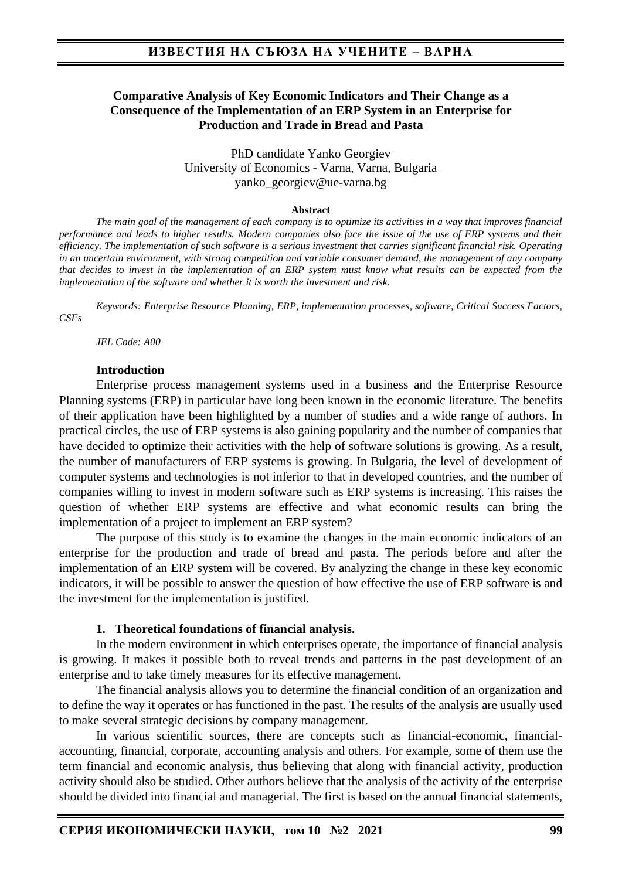# Comparative Analysis of Key Economic Indicators and Their Change as a Consequence of the Implementation of an ERP System in an Enterprise for Production and Trade in Bread and Pasta

PhD candidate Yanko Georgiev
University of Economics - Varna, Varna, Bulgaria
yanko_georgiev@ue-varna.bg

**Abstract**

*The main goal of the management of each company is to optimize its activities in a way that improves financial performance and leads to higher results. Modern companies also face the issue of the use of ERP systems and their efficiency. The implementation of such software is a serious investment that carries significant financial risk. Operating in an uncertain environment, with strong competition and variable consumer demand, the management of any company that decides to invest in the implementation of an ERP system must know what results can be expected from the implementation of the software and whether it is worth the investment and risk.*

*Keywords: Enterprise Resource Planning, ERP, implementation processes, software, Critical Success Factors, CSFs*

*JEL Code: A00*

## Introduction

Enterprise process management systems used in a business and the Enterprise Resource Planning systems (ERP) in particular have long been known in the economic literature. The benefits of their application have been highlighted by a number of studies and a wide range of authors. In practical circles, the use of ERP systems is also gaining popularity and the number of companies that have decided to optimize their activities with the help of software solutions is growing. As a result, the number of manufacturers of ERP systems is growing. In Bulgaria, the level of development of computer systems and technologies is not inferior to that in developed countries, and the number of companies willing to invest in modern software such as ERP systems is increasing. This raises the question of whether ERP systems are effective and what economic results can bring the implementation of a project to implement an ERP system?

The purpose of this study is to examine the changes in the main economic indicators of an enterprise for the production and trade of bread and pasta. The periods before and after the implementation of an ERP system will be covered. By analyzing the change in these key economic indicators, it will be possible to answer the question of how effective the use of ERP software is and the investment for the implementation is justified.

## 1. Theoretical foundations of financial analysis.

In the modern environment in which enterprises operate, the importance of financial analysis is growing. It makes it possible both to reveal trends and patterns in the past development of an enterprise and to take timely measures for its effective management.

The financial analysis allows you to determine the financial condition of an organization and to define the way it operates or has functioned in the past. The results of the analysis are usually used to make several strategic decisions by company management.

In various scientific sources, there are concepts such as financial-economic, financial-accounting, financial, corporate, accounting analysis and others. For example, some of them use the term financial and economic analysis, thus believing that along with financial activity, production activity should also be studied. Other authors believe that the analysis of the activity of the enterprise should be divided into financial and managerial. The first is based on the annual financial statements,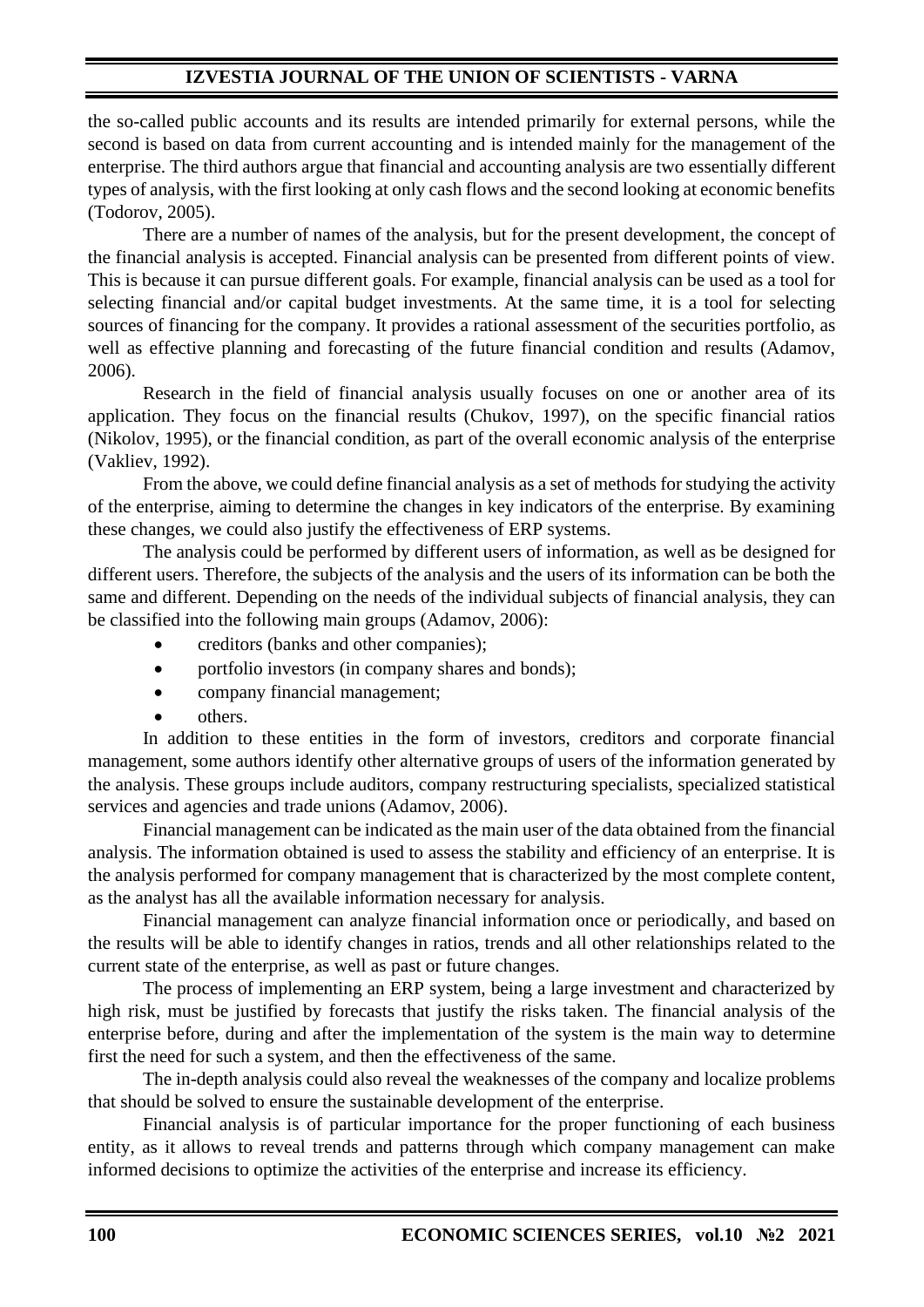the so-called public accounts and its results are intended primarily for external persons, while the second is based on data from current accounting and is intended mainly for the management of the enterprise. The third authors argue that financial and accounting analysis are two essentially different types of analysis, with the first looking at only cash flows and the second looking at economic benefits (Todorov, 2005).

There are a number of names of the analysis, but for the present development, the concept of the financial analysis is accepted. Financial analysis can be presented from different points of view. This is because it can pursue different goals. For example, financial analysis can be used as a tool for selecting financial and/or capital budget investments. At the same time, it is a tool for selecting sources of financing for the company. It provides a rational assessment of the securities portfolio, as well as effective planning and forecasting of the future financial condition and results (Adamov, 2006).

Research in the field of financial analysis usually focuses on one or another area of its application. They focus on the financial results (Chukov, 1997), on the specific financial ratios (Nikolov, 1995), or the financial condition, as part of the overall economic analysis of the enterprise (Vakliev, 1992).

From the above, we could define financial analysis as a set of methods for studying the activity of the enterprise, aiming to determine the changes in key indicators of the enterprise. By examining these changes, we could also justify the effectiveness of ERP systems.

The analysis could be performed by different users of information, as well as be designed for different users. Therefore, the subjects of the analysis and the users of its information can be both the same and different. Depending on the needs of the individual subjects of financial analysis, they can be classified into the following main groups (Adamov, 2006):

- creditors (banks and other companies);
- portfolio investors (in company shares and bonds);
- company financial management;
- others.

In addition to these entities in the form of investors, creditors and corporate financial management, some authors identify other alternative groups of users of the information generated by the analysis. These groups include auditors, company restructuring specialists, specialized statistical services and agencies and trade unions (Adamov, 2006).

Financial management can be indicated as the main user of the data obtained from the financial analysis. The information obtained is used to assess the stability and efficiency of an enterprise. It is the analysis performed for company management that is characterized by the most complete content, as the analyst has all the available information necessary for analysis.

Financial management can analyze financial information once or periodically, and based on the results will be able to identify changes in ratios, trends and all other relationships related to the current state of the enterprise, as well as past or future changes.

The process of implementing an ERP system, being a large investment and characterized by high risk, must be justified by forecasts that justify the risks taken. The financial analysis of the enterprise before, during and after the implementation of the system is the main way to determine first the need for such a system, and then the effectiveness of the same.

The in-depth analysis could also reveal the weaknesses of the company and localize problems that should be solved to ensure the sustainable development of the enterprise.

Financial analysis is of particular importance for the proper functioning of each business entity, as it allows to reveal trends and patterns through which company management can make informed decisions to optimize the activities of the enterprise and increase its efficiency.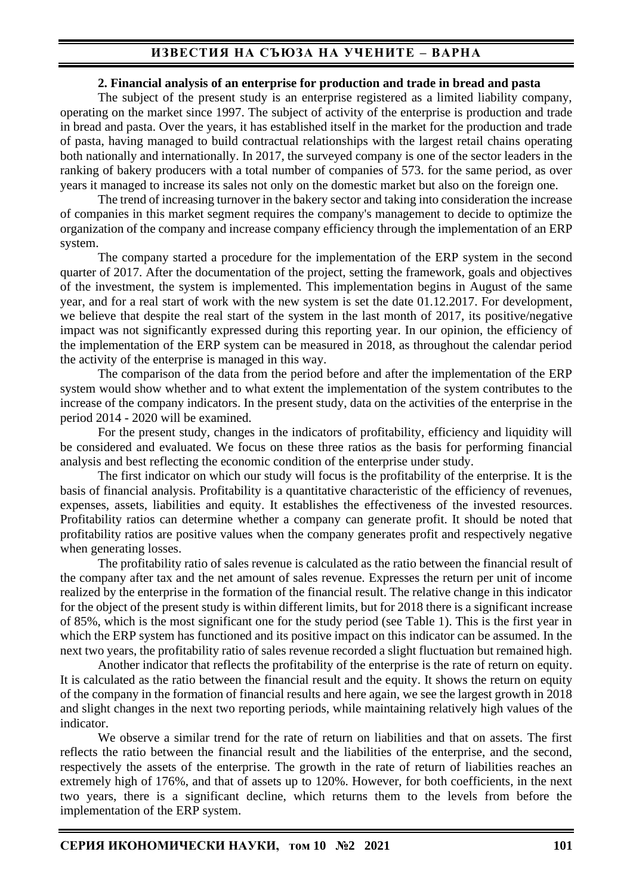### 2. Financial analysis of an enterprise for production and trade in bread and pasta

The subject of the present study is an enterprise registered as a limited liability company, operating on the market since 1997. The subject of activity of the enterprise is production and trade in bread and pasta. Over the years, it has established itself in the market for the production and trade of pasta, having managed to build contractual relationships with the largest retail chains operating both nationally and internationally. In 2017, the surveyed company is one of the sector leaders in the ranking of bakery producers with a total number of companies of 573. for the same period, as over years it managed to increase its sales not only on the domestic market but also on the foreign one.

The trend of increasing turnover in the bakery sector and taking into consideration the increase of companies in this market segment requires the company's management to decide to optimize the organization of the company and increase company efficiency through the implementation of an ERP system.

The company started a procedure for the implementation of the ERP system in the second quarter of 2017. After the documentation of the project, setting the framework, goals and objectives of the investment, the system is implemented. This implementation begins in August of the same year, and for a real start of work with the new system is set the date 01.12.2017. For development, we believe that despite the real start of the system in the last month of 2017, its positive/negative impact was not significantly expressed during this reporting year. In our opinion, the efficiency of the implementation of the ERP system can be measured in 2018, as throughout the calendar period the activity of the enterprise is managed in this way.

The comparison of the data from the period before and after the implementation of the ERP system would show whether and to what extent the implementation of the system contributes to the increase of the company indicators. In the present study, data on the activities of the enterprise in the period 2014 - 2020 will be examined.

For the present study, changes in the indicators of profitability, efficiency and liquidity will be considered and evaluated. We focus on these three ratios as the basis for performing financial analysis and best reflecting the economic condition of the enterprise under study.

The first indicator on which our study will focus is the profitability of the enterprise. It is the basis of financial analysis. Profitability is a quantitative characteristic of the efficiency of revenues, expenses, assets, liabilities and equity. It establishes the effectiveness of the invested resources. Profitability ratios can determine whether a company can generate profit. It should be noted that profitability ratios are positive values when the company generates profit and respectively negative when generating losses.

The profitability ratio of sales revenue is calculated as the ratio between the financial result of the company after tax and the net amount of sales revenue. Expresses the return per unit of income realized by the enterprise in the formation of the financial result. The relative change in this indicator for the object of the present study is within different limits, but for 2018 there is a significant increase of 85%, which is the most significant one for the study period (see Table 1). This is the first year in which the ERP system has functioned and its positive impact on this indicator can be assumed. In the next two years, the profitability ratio of sales revenue recorded a slight fluctuation but remained high.

Another indicator that reflects the profitability of the enterprise is the rate of return on equity. It is calculated as the ratio between the financial result and the equity. It shows the return on equity of the company in the formation of financial results and here again, we see the largest growth in 2018 and slight changes in the next two reporting periods, while maintaining relatively high values of the indicator.

We observe a similar trend for the rate of return on liabilities and that on assets. The first reflects the ratio between the financial result and the liabilities of the enterprise, and the second, respectively the assets of the enterprise. The growth in the rate of return of liabilities reaches an extremely high of 176%, and that of assets up to 120%. However, for both coefficients, in the next two years, there is a significant decline, which returns them to the levels from before the implementation of the ERP system.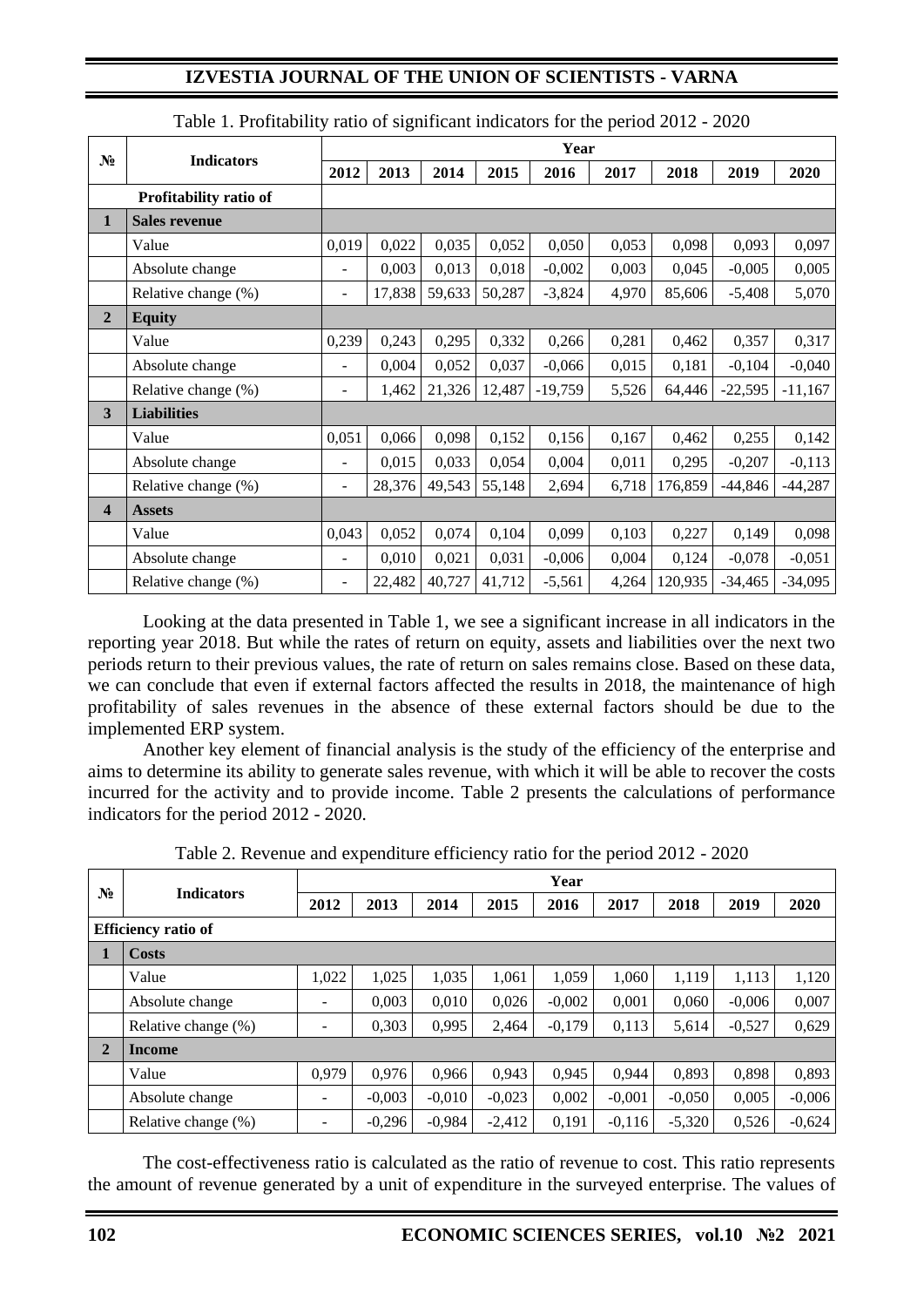Table 1. Profitability ratio of significant indicators for the period 2012 - 2020

| № | Indicators | Year | | | | | | | | |
|---|---|---|---|---|---|---|---|---|---|---|
| | | 2012 | 2013 | 2014 | 2015 | 2016 | 2017 | 2018 | 2019 | 2020 |
| | **Profitability ratio of** | | | | | | | | | |
| **1** | **Sales revenue** | | | | | | | | | |
| | Value | 0,019 | 0,022 | 0,035 | 0,052 | 0,050 | 0,053 | 0,098 | 0,093 | 0,097 |
| | Absolute change | - | 0,003 | 0,013 | 0,018 | -0,002 | 0,003 | 0,045 | -0,005 | 0,005 |
| | Relative change (%) | - | 17,838 | 59,633 | 50,287 | -3,824 | 4,970 | 85,606 | -5,408 | 5,070 |
| **2** | **Equity** | | | | | | | | | |
| | Value | 0,239 | 0,243 | 0,295 | 0,332 | 0,266 | 0,281 | 0,462 | 0,357 | 0,317 |
| | Absolute change | - | 0,004 | 0,052 | 0,037 | -0,066 | 0,015 | 0,181 | -0,104 | -0,040 |
| | Relative change (%) | - | 1,462 | 21,326 | 12,487 | -19,759 | 5,526 | 64,446 | -22,595 | -11,167 |
| **3** | **Liabilities** | | | | | | | | | |
| | Value | 0,051 | 0,066 | 0,098 | 0,152 | 0,156 | 0,167 | 0,462 | 0,255 | 0,142 |
| | Absolute change | - | 0,015 | 0,033 | 0,054 | 0,004 | 0,011 | 0,295 | -0,207 | -0,113 |
| | Relative change (%) | - | 28,376 | 49,543 | 55,148 | 2,694 | 6,718 | 176,859 | -44,846 | -44,287 |
| **4** | **Assets** | | | | | | | | | |
| | Value | 0,043 | 0,052 | 0,074 | 0,104 | 0,099 | 0,103 | 0,227 | 0,149 | 0,098 |
| | Absolute change | - | 0,010 | 0,021 | 0,031 | -0,006 | 0,004 | 0,124 | -0,078 | -0,051 |
| | Relative change (%) | - | 22,482 | 40,727 | 41,712 | -5,561 | 4,264 | 120,935 | -34,465 | -34,095 |

Looking at the data presented in Table 1, we see a significant increase in all indicators in the reporting year 2018. But while the rates of return on equity, assets and liabilities over the next two periods return to their previous values, the rate of return on sales remains close. Based on these data, we can conclude that even if external factors affected the results in 2018, the maintenance of high profitability of sales revenues in the absence of these external factors should be due to the implemented ERP system.

Another key element of financial analysis is the study of the efficiency of the enterprise and aims to determine its ability to generate sales revenue, with which it will be able to recover the costs incurred for the activity and to provide income. Table 2 presents the calculations of performance indicators for the period 2012 - 2020.

Table 2. Revenue and expenditure efficiency ratio for the period 2012 - 2020

| № | Indicators | Year | | | | | | | | |
|---|---|---|---|---|---|---|---|---|---|---|
| | | 2012 | 2013 | 2014 | 2015 | 2016 | 2017 | 2018 | 2019 | 2020 |
| **Efficiency ratio of** | | | | | | | | | | |
| **1** | **Costs** | | | | | | | | | |
| | Value | 1,022 | 1,025 | 1,035 | 1,061 | 1,059 | 1,060 | 1,119 | 1,113 | 1,120 |
| | Absolute change | - | 0,003 | 0,010 | 0,026 | -0,002 | 0,001 | 0,060 | -0,006 | 0,007 |
| | Relative change (%) | - | 0,303 | 0,995 | 2,464 | -0,179 | 0,113 | 5,614 | -0,527 | 0,629 |
| **2** | **Income** | | | | | | | | | |
| | Value | 0,979 | 0,976 | 0,966 | 0,943 | 0,945 | 0,944 | 0,893 | 0,898 | 0,893 |
| | Absolute change | - | -0,003 | -0,010 | -0,023 | 0,002 | -0,001 | -0,050 | 0,005 | -0,006 |
| | Relative change (%) | - | -0,296 | -0,984 | -2,412 | 0,191 | -0,116 | -5,320 | 0,526 | -0,624 |

The cost-effectiveness ratio is calculated as the ratio of revenue to cost. This ratio represents the amount of revenue generated by a unit of expenditure in the surveyed enterprise. The values of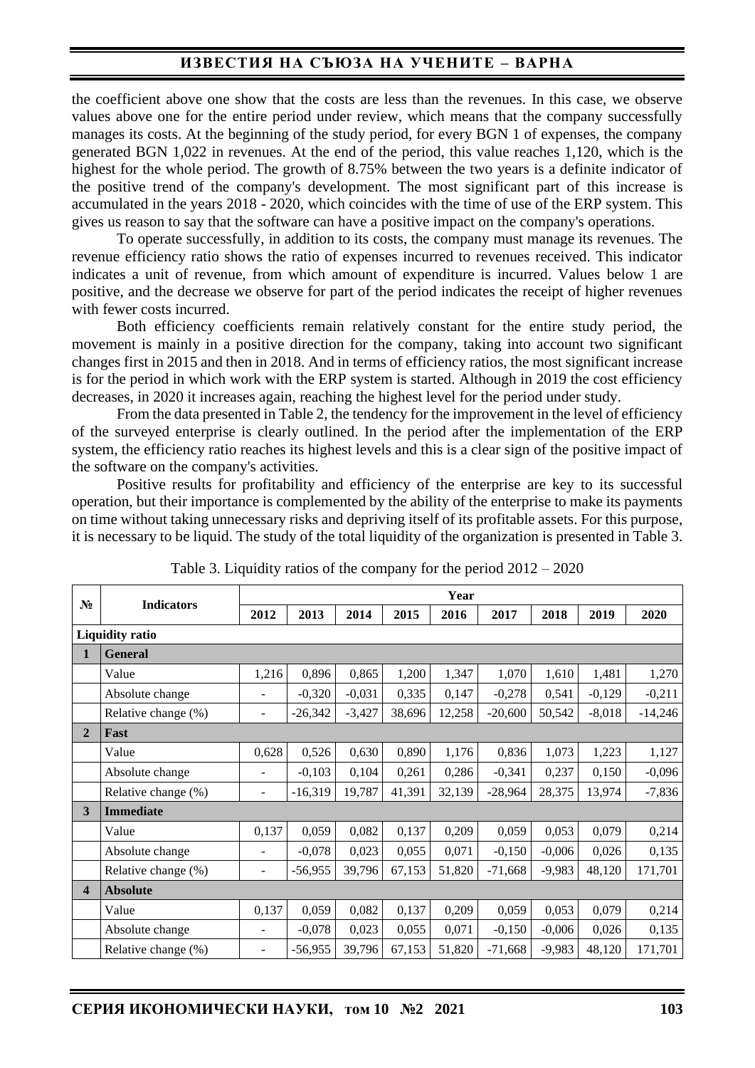the coefficient above one show that the costs are less than the revenues. In this case, we observe values above one for the entire period under review, which means that the company successfully manages its costs. At the beginning of the study period, for every BGN 1 of expenses, the company generated BGN 1,022 in revenues. At the end of the period, this value reaches 1,120, which is the highest for the whole period. The growth of 8.75% between the two years is a definite indicator of the positive trend of the company's development. The most significant part of this increase is accumulated in the years 2018 - 2020, which coincides with the time of use of the ERP system. This gives us reason to say that the software can have a positive impact on the company's operations.

To operate successfully, in addition to its costs, the company must manage its revenues. The revenue efficiency ratio shows the ratio of expenses incurred to revenues received. This indicator indicates a unit of revenue, from which amount of expenditure is incurred. Values below 1 are positive, and the decrease we observe for part of the period indicates the receipt of higher revenues with fewer costs incurred.

Both efficiency coefficients remain relatively constant for the entire study period, the movement is mainly in a positive direction for the company, taking into account two significant changes first in 2015 and then in 2018. And in terms of efficiency ratios, the most significant increase is for the period in which work with the ERP system is started. Although in 2019 the cost efficiency decreases, in 2020 it increases again, reaching the highest level for the period under study.

From the data presented in Table 2, the tendency for the improvement in the level of efficiency of the surveyed enterprise is clearly outlined. In the period after the implementation of the ERP system, the efficiency ratio reaches its highest levels and this is a clear sign of the positive impact of the software on the company's activities.

Positive results for profitability and efficiency of the enterprise are key to its successful operation, but their importance is complemented by the ability of the enterprise to make its payments on time without taking unnecessary risks and depriving itself of its profitable assets. For this purpose, it is necessary to be liquid. The study of the total liquidity of the organization is presented in Table 3.

Table 3. Liquidity ratios of the company for the period 2012 – 2020

| № | Indicators | Year | | | | | | | | |
|---|---|---|---|---|---|---|---|---|---|---|
| | | 2012 | 2013 | 2014 | 2015 | 2016 | 2017 | 2018 | 2019 | 2020 |
| **Liquidity ratio** | | | | | | | | | | |
| **1** | **General** | | | | | | | | | |
| | Value | 1,216 | 0,896 | 0,865 | 1,200 | 1,347 | 1,070 | 1,610 | 1,481 | 1,270 |
| | Absolute change | - | -0,320 | -0,031 | 0,335 | 0,147 | -0,278 | 0,541 | -0,129 | -0,211 |
| | Relative change (%) | - | -26,342 | -3,427 | 38,696 | 12,258 | -20,600 | 50,542 | -8,018 | -14,246 |
| **2** | **Fast** | | | | | | | | | |
| | Value | 0,628 | 0,526 | 0,630 | 0,890 | 1,176 | 0,836 | 1,073 | 1,223 | 1,127 |
| | Absolute change | - | -0,103 | 0,104 | 0,261 | 0,286 | -0,341 | 0,237 | 0,150 | -0,096 |
| | Relative change (%) | - | -16,319 | 19,787 | 41,391 | 32,139 | -28,964 | 28,375 | 13,974 | -7,836 |
| **3** | **Immediate** | | | | | | | | | |
| | Value | 0,137 | 0,059 | 0,082 | 0,137 | 0,209 | 0,059 | 0,053 | 0,079 | 0,214 |
| | Absolute change | - | -0,078 | 0,023 | 0,055 | 0,071 | -0,150 | -0,006 | 0,026 | 0,135 |
| | Relative change (%) | - | -56,955 | 39,796 | 67,153 | 51,820 | -71,668 | -9,983 | 48,120 | 171,701 |
| **4** | **Absolute** | | | | | | | | | |
| | Value | 0,137 | 0,059 | 0,082 | 0,137 | 0,209 | 0,059 | 0,053 | 0,079 | 0,214 |
| | Absolute change | - | -0,078 | 0,023 | 0,055 | 0,071 | -0,150 | -0,006 | 0,026 | 0,135 |
| | Relative change (%) | - | -56,955 | 39,796 | 67,153 | 51,820 | -71,668 | -9,983 | 48,120 | 171,701 |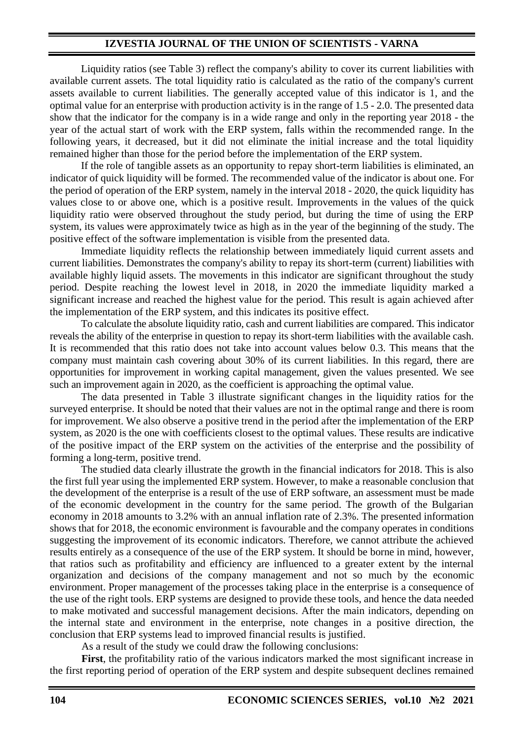Liquidity ratios (see Table 3) reflect the company's ability to cover its current liabilities with available current assets. The total liquidity ratio is calculated as the ratio of the company's current assets available to current liabilities. The generally accepted value of this indicator is 1, and the optimal value for an enterprise with production activity is in the range of 1.5 - 2.0. The presented data show that the indicator for the company is in a wide range and only in the reporting year 2018 - the year of the actual start of work with the ERP system, falls within the recommended range. In the following years, it decreased, but it did not eliminate the initial increase and the total liquidity remained higher than those for the period before the implementation of the ERP system.

If the role of tangible assets as an opportunity to repay short-term liabilities is eliminated, an indicator of quick liquidity will be formed. The recommended value of the indicator is about one. For the period of operation of the ERP system, namely in the interval 2018 - 2020, the quick liquidity has values close to or above one, which is a positive result. Improvements in the values of the quick liquidity ratio were observed throughout the study period, but during the time of using the ERP system, its values were approximately twice as high as in the year of the beginning of the study. The positive effect of the software implementation is visible from the presented data.

Immediate liquidity reflects the relationship between immediately liquid current assets and current liabilities. Demonstrates the company's ability to repay its short-term (current) liabilities with available highly liquid assets. The movements in this indicator are significant throughout the study period. Despite reaching the lowest level in 2018, in 2020 the immediate liquidity marked a significant increase and reached the highest value for the period. This result is again achieved after the implementation of the ERP system, and this indicates its positive effect.

To calculate the absolute liquidity ratio, cash and current liabilities are compared. This indicator reveals the ability of the enterprise in question to repay its short-term liabilities with the available cash. It is recommended that this ratio does not take into account values below 0.3. This means that the company must maintain cash covering about 30% of its current liabilities. In this regard, there are opportunities for improvement in working capital management, given the values presented. We see such an improvement again in 2020, as the coefficient is approaching the optimal value.

The data presented in Table 3 illustrate significant changes in the liquidity ratios for the surveyed enterprise. It should be noted that their values are not in the optimal range and there is room for improvement. We also observe a positive trend in the period after the implementation of the ERP system, as 2020 is the one with coefficients closest to the optimal values. These results are indicative of the positive impact of the ERP system on the activities of the enterprise and the possibility of forming a long-term, positive trend.

The studied data clearly illustrate the growth in the financial indicators for 2018. This is also the first full year using the implemented ERP system. However, to make a reasonable conclusion that the development of the enterprise is a result of the use of ERP software, an assessment must be made of the economic development in the country for the same period. The growth of the Bulgarian economy in 2018 amounts to 3.2% with an annual inflation rate of 2.3%. The presented information shows that for 2018, the economic environment is favourable and the company operates in conditions suggesting the improvement of its economic indicators. Therefore, we cannot attribute the achieved results entirely as a consequence of the use of the ERP system. It should be borne in mind, however, that ratios such as profitability and efficiency are influenced to a greater extent by the internal organization and decisions of the company management and not so much by the economic environment. Proper management of the processes taking place in the enterprise is a consequence of the use of the right tools. ERP systems are designed to provide these tools, and hence the data needed to make motivated and successful management decisions. After the main indicators, depending on the internal state and environment in the enterprise, note changes in a positive direction, the conclusion that ERP systems lead to improved financial results is justified.

As a result of the study we could draw the following conclusions:

**First**, the profitability ratio of the various indicators marked the most significant increase in the first reporting period of operation of the ERP system and despite subsequent declines remained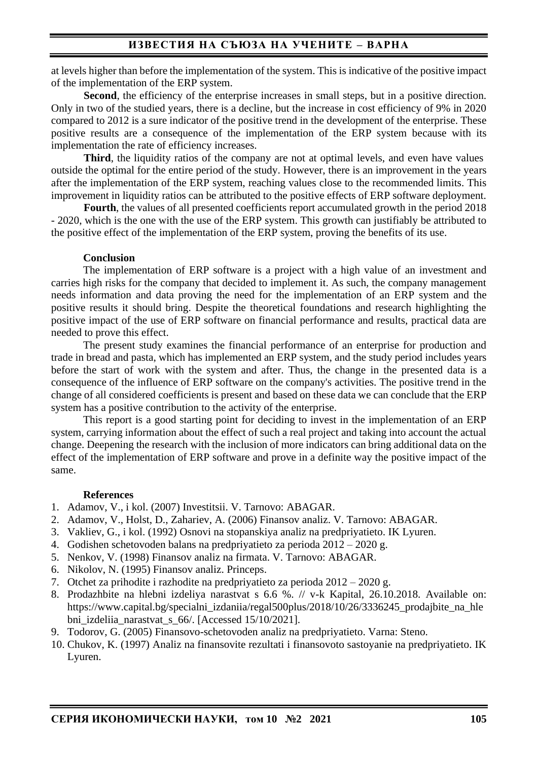at levels higher than before the implementation of the system. This is indicative of the positive impact of the implementation of the ERP system.

**Second**, the efficiency of the enterprise increases in small steps, but in a positive direction. Only in two of the studied years, there is a decline, but the increase in cost efficiency of 9% in 2020 compared to 2012 is a sure indicator of the positive trend in the development of the enterprise. These positive results are a consequence of the implementation of the ERP system because with its implementation the rate of efficiency increases.

**Third**, the liquidity ratios of the company are not at optimal levels, and even have values outside the optimal for the entire period of the study. However, there is an improvement in the years after the implementation of the ERP system, reaching values close to the recommended limits. This improvement in liquidity ratios can be attributed to the positive effects of ERP software deployment.

**Fourth**, the values of all presented coefficients report accumulated growth in the period 2018 - 2020, which is the one with the use of the ERP system. This growth can justifiably be attributed to the positive effect of the implementation of the ERP system, proving the benefits of its use.

### Conclusion

The implementation of ERP software is a project with a high value of an investment and carries high risks for the company that decided to implement it. As such, the company management needs information and data proving the need for the implementation of an ERP system and the positive results it should bring. Despite the theoretical foundations and research highlighting the positive impact of the use of ERP software on financial performance and results, practical data are needed to prove this effect.

The present study examines the financial performance of an enterprise for production and trade in bread and pasta, which has implemented an ERP system, and the study period includes years before the start of work with the system and after. Thus, the change in the presented data is a consequence of the influence of ERP software on the company's activities. The positive trend in the change of all considered coefficients is present and based on these data we can conclude that the ERP system has a positive contribution to the activity of the enterprise.

This report is a good starting point for deciding to invest in the implementation of an ERP system, carrying information about the effect of such a real project and taking into account the actual change. Deepening the research with the inclusion of more indicators can bring additional data on the effect of the implementation of ERP software and prove in a definite way the positive impact of the same.

### References

1. Adamov, V., i kol. (2007) Investitsii. V. Tarnovo: ABAGAR.
2. Adamov, V., Holst, D., Zahariev, A. (2006) Finansov analiz. V. Tarnovo: ABAGAR.
3. Vakliev, G., i kol. (1992) Osnovi na stopanskiya analiz na predpriyatieto. IK Lyuren.
4. Godishen schetovoden balans na predpriyatieto za perioda 2012 – 2020 g.
5. Nenkov, V. (1998) Finansov analiz na firmata. V. Tarnovo: ABAGAR.
6. Nikolov, N. (1995) Finansov analiz. Princeps.
7. Otchet za prihodite i razhodite na predpriyatieto za perioda 2012 – 2020 g.
8. Prodazhbite na hlebni izdeliya narastvat s 6.6 %. // v-k Kapital, 26.10.2018. Available on: https://www.capital.bg/specialni_izdaniia/regal500plus/2018/10/26/3336245_prodajbite_na_hlebni_izdeliia_narastvat_s_66/. [Accessed 15/10/2021].
9. Todorov, G. (2005) Finansovo-schetovoden analiz na predpriyatieto. Varna: Steno.
10. Chukov, K. (1997) Analiz na finansovite rezultati i finansovoto sastoyanie na predpriyatieto. IK Lyuren.